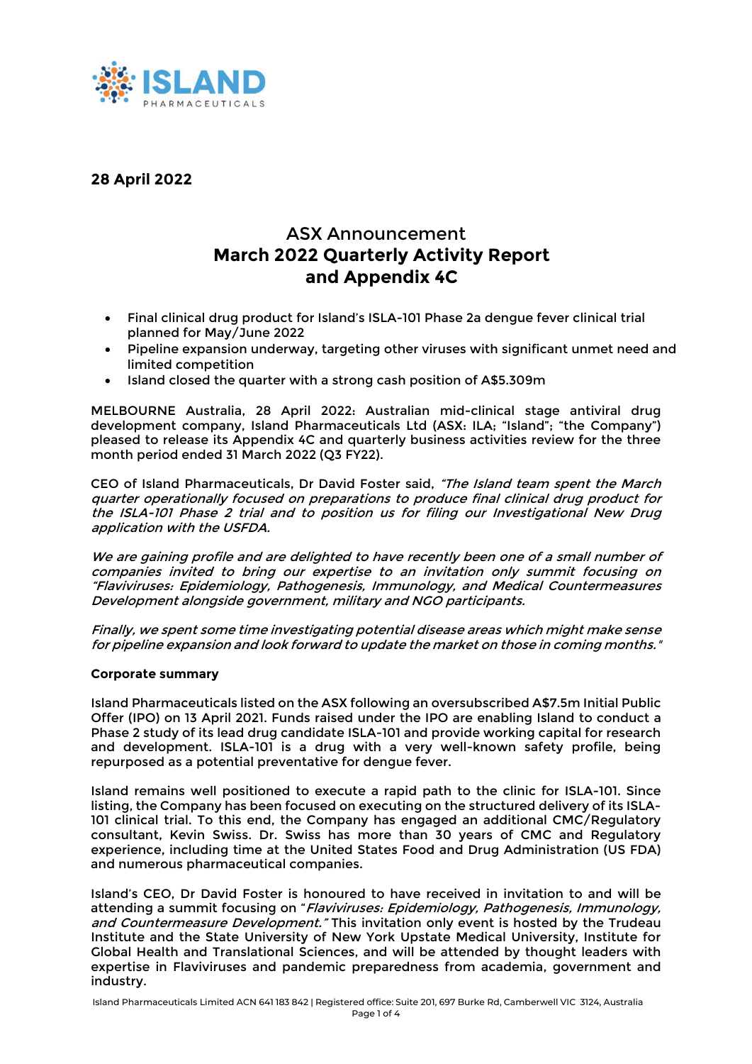**28 April 2022**

## ASX Announcement
## **March 2022 Quarterly Activity Report and Appendix 4C**

- Final clinical drug product for Island's ISLA-101 Phase 2a dengue fever clinical trial planned for May/June 2022
- Pipeline expansion underway, targeting other viruses with significant unmet need and limited competition
- Island closed the quarter with a strong cash position of A$5.309m

MELBOURNE Australia, 28 April 2022: Australian mid-clinical stage antiviral drug development company, Island Pharmaceuticals Ltd (ASX: ILA; "Island"; "the Company") pleased to release its Appendix 4C and quarterly business activities review for the three month period ended 31 March 2022 (Q3 FY22).

CEO of Island Pharmaceuticals, Dr David Foster said, *"The Island team spent the March quarter operationally focused on preparations to produce final clinical drug product for the ISLA-101 Phase 2 trial and to position us for filing our Investigational New Drug application with the USFDA.*

*We are gaining profile and are delighted to have recently been one of a small number of companies invited to bring our expertise to an invitation only summit focusing on "Flaviviruses: Epidemiology, Pathogenesis, Immunology, and Medical Countermeasures Development alongside government, military and NGO participants.*

*Finally, we spent some time investigating potential disease areas which might make sense for pipeline expansion and look forward to update the market on those in coming months."*

**Corporate summary**

Island Pharmaceuticals listed on the ASX following an oversubscribed A$7.5m Initial Public Offer (IPO) on 13 April 2021. Funds raised under the IPO are enabling Island to conduct a Phase 2 study of its lead drug candidate ISLA-101 and provide working capital for research and development. ISLA-101 is a drug with a very well-known safety profile, being repurposed as a potential preventative for dengue fever.

Island remains well positioned to execute a rapid path to the clinic for ISLA-101. Since listing, the Company has been focused on executing on the structured delivery of its ISLA-101 clinical trial. To this end, the Company has engaged an additional CMC/Regulatory consultant, Kevin Swiss. Dr. Swiss has more than 30 years of CMC and Regulatory experience, including time at the United States Food and Drug Administration (US FDA) and numerous pharmaceutical companies.

Island's CEO, Dr David Foster is honoured to have received in invitation to and will be attending a summit focusing on "*Flaviviruses: Epidemiology, Pathogenesis, Immunology, and Countermeasure Development."* This invitation only event is hosted by the Trudeau Institute and the State University of New York Upstate Medical University, Institute for Global Health and Translational Sciences, and will be attended by thought leaders with expertise in Flaviviruses and pandemic preparedness from academia, government and industry.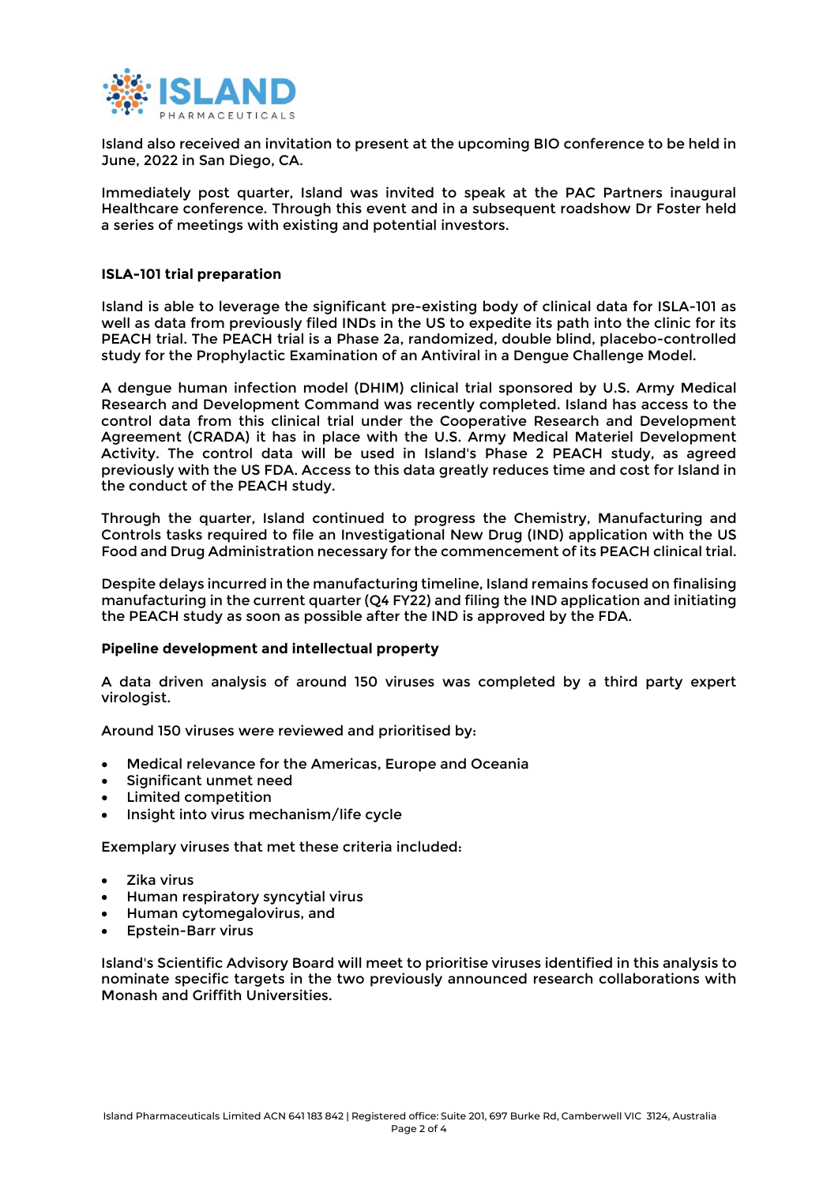Island also received an invitation to present at the upcoming BIO conference to be held in June, 2022 in San Diego, CA.

Immediately post quarter, Island was invited to speak at the PAC Partners inaugural Healthcare conference. Through this event and in a subsequent roadshow Dr Foster held a series of meetings with existing and potential investors.

**ISLA-101 trial preparation**

Island is able to leverage the significant pre-existing body of clinical data for ISLA-101 as well as data from previously filed INDs in the US to expedite its path into the clinic for its PEACH trial. The PEACH trial is a Phase 2a, randomized, double blind, placebo-controlled study for the Prophylactic Examination of an Antiviral in a Dengue Challenge Model.

A dengue human infection model (DHIM) clinical trial sponsored by U.S. Army Medical Research and Development Command was recently completed. Island has access to the control data from this clinical trial under the Cooperative Research and Development Agreement (CRADA) it has in place with the U.S. Army Medical Materiel Development Activity. The control data will be used in Island's Phase 2 PEACH study, as agreed previously with the US FDA. Access to this data greatly reduces time and cost for Island in the conduct of the PEACH study.

Through the quarter, Island continued to progress the Chemistry, Manufacturing and Controls tasks required to file an Investigational New Drug (IND) application with the US Food and Drug Administration necessary for the commencement of its PEACH clinical trial.

Despite delays incurred in the manufacturing timeline, Island remains focused on finalising manufacturing in the current quarter (Q4 FY22) and filing the IND application and initiating the PEACH study as soon as possible after the IND is approved by the FDA.

**Pipeline development and intellectual property**

A data driven analysis of around 150 viruses was completed by a third party expert virologist.

Around 150 viruses were reviewed and prioritised by:

- Medical relevance for the Americas, Europe and Oceania
- Significant unmet need
- Limited competition
- Insight into virus mechanism/life cycle

Exemplary viruses that met these criteria included:

- Zika virus
- Human respiratory syncytial virus
- Human cytomegalovirus, and
- Epstein-Barr virus

Island's Scientific Advisory Board will meet to prioritise viruses identified in this analysis to nominate specific targets in the two previously announced research collaborations with Monash and Griffith Universities.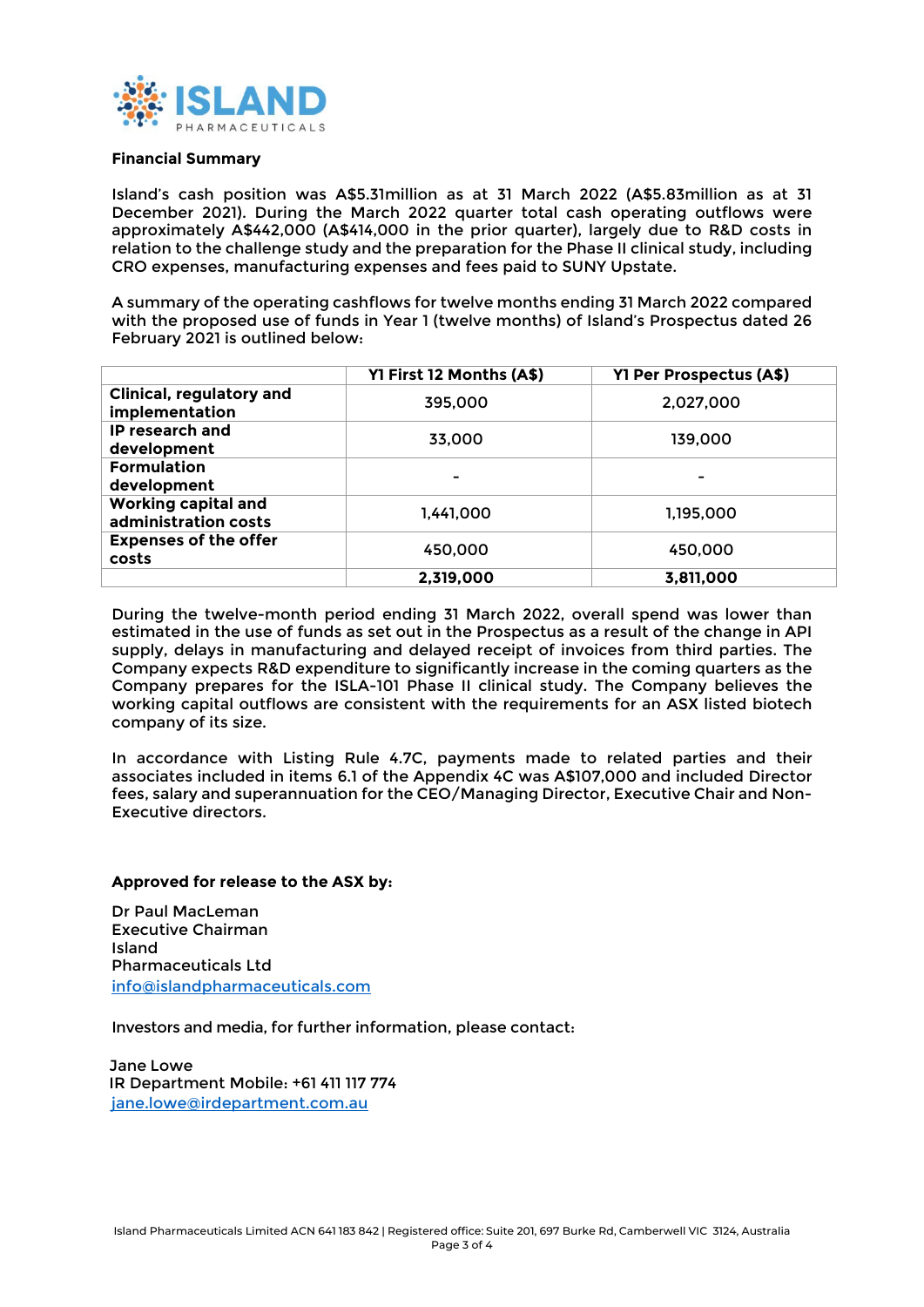**Financial Summary**

Island's cash position was A$5.31million as at 31 March 2022 (A$5.83million as at 31 December 2021). During the March 2022 quarter total cash operating outflows were approximately A$442,000 (A$414,000 in the prior quarter), largely due to R&D costs in relation to the challenge study and the preparation for the Phase II clinical study, including CRO expenses, manufacturing expenses and fees paid to SUNY Upstate.

A summary of the operating cashflows for twelve months ending 31 March 2022 compared with the proposed use of funds in Year 1 (twelve months) of Island's Prospectus dated 26 February 2021 is outlined below:

| | Y1 First 12 Months (A$) | Y1 Per Prospectus (A$) |
|---|---|---|
| **Clinical, regulatory and implementation** | 395,000 | 2,027,000 |
| **IP research and development** | 33,000 | 139,000 |
| **Formulation development** | - | - |
| **Working capital and administration costs** | 1,441,000 | 1,195,000 |
| **Expenses of the offer costs** | 450,000 | 450,000 |
| | **2,319,000** | **3,811,000** |

During the twelve-month period ending 31 March 2022, overall spend was lower than estimated in the use of funds as set out in the Prospectus as a result of the change in API supply, delays in manufacturing and delayed receipt of invoices from third parties. The Company expects R&D expenditure to significantly increase in the coming quarters as the Company prepares for the ISLA-101 Phase II clinical study. The Company believes the working capital outflows are consistent with the requirements for an ASX listed biotech company of its size.

In accordance with Listing Rule 4.7C, payments made to related parties and their associates included in items 6.1 of the Appendix 4C was A$107,000 and included Director fees, salary and superannuation for the CEO/Managing Director, Executive Chair and Non-Executive directors.

**Approved for release to the ASX by:**

Dr Paul MacLeman
Executive Chairman
Island
Pharmaceuticals Ltd
info@islandpharmaceuticals.com

Investors and media, for further information, please contact:

Jane Lowe
IR Department Mobile: +61 411 117 774
jane.lowe@irdepartment.com.au

Island Pharmaceuticals Limited ACN 641 183 842 | Registered office: Suite 201, 697 Burke Rd, Camberwell VIC 3124, Australia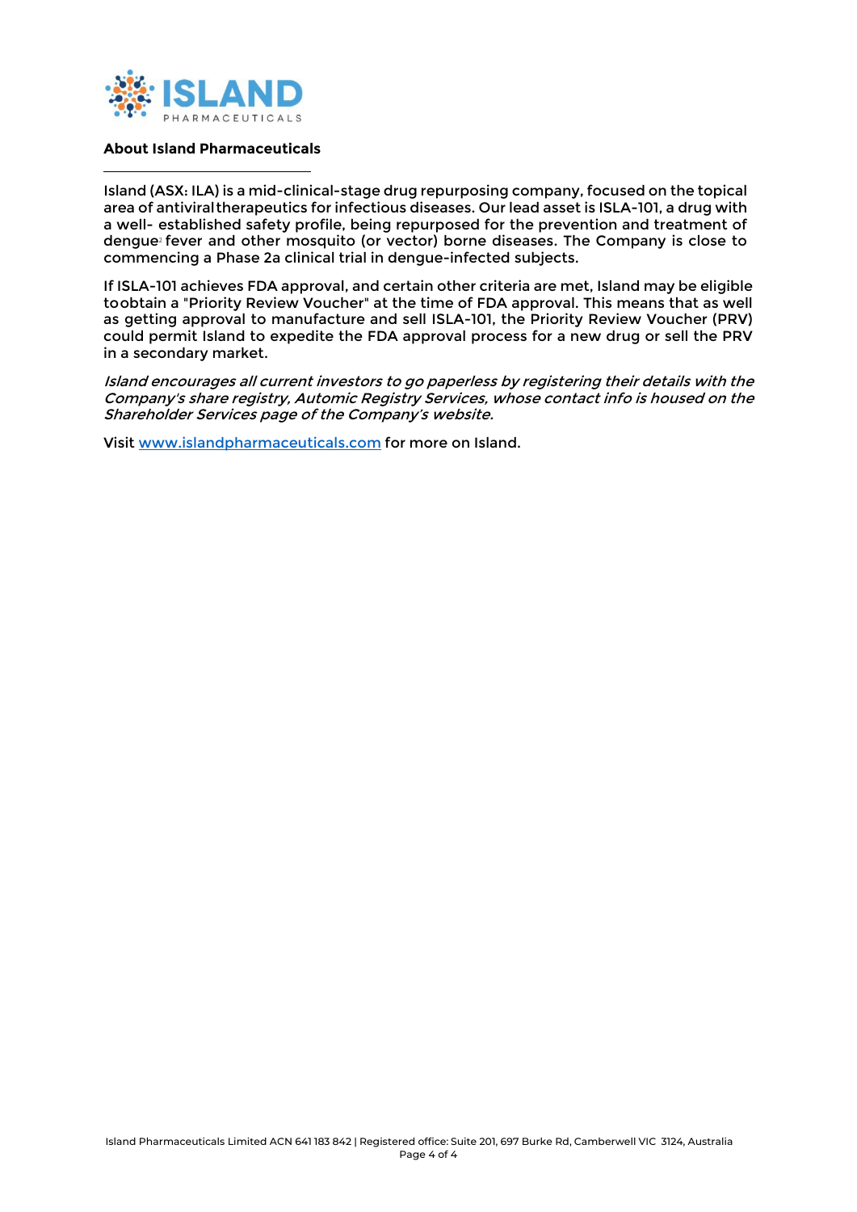## About Island Pharmaceuticals

Island (ASX: ILA) is a mid-clinical-stage drug repurposing company, focused on the topical area of antiviral therapeutics for infectious diseases. Our lead asset is ISLA-101, a drug with a well- established safety profile, being repurposed for the prevention and treatment of dengue[2] fever and other mosquito (or vector) borne diseases. The Company is close to commencing a Phase 2a clinical trial in dengue-infected subjects.

If ISLA-101 achieves FDA approval, and certain other criteria are met, Island may be eligible to obtain a "Priority Review Voucher" at the time of FDA approval. This means that as well as getting approval to manufacture and sell ISLA-101, the Priority Review Voucher (PRV) could permit Island to expedite the FDA approval process for a new drug or sell the PRV in a secondary market.

*Island encourages all current investors to go paperless by registering their details with the Company's share registry, Automic Registry Services, whose contact info is housed on the Shareholder Services page of the Company's website.*

Visit [www.islandpharmaceuticals.com](http://www.islandpharmaceuticals.com) for more on Island.

Island Pharmaceuticals Limited ACN 641 183 842 | Registered office: Suite 201, 697 Burke Rd, Camberwell VIC 3124, Australia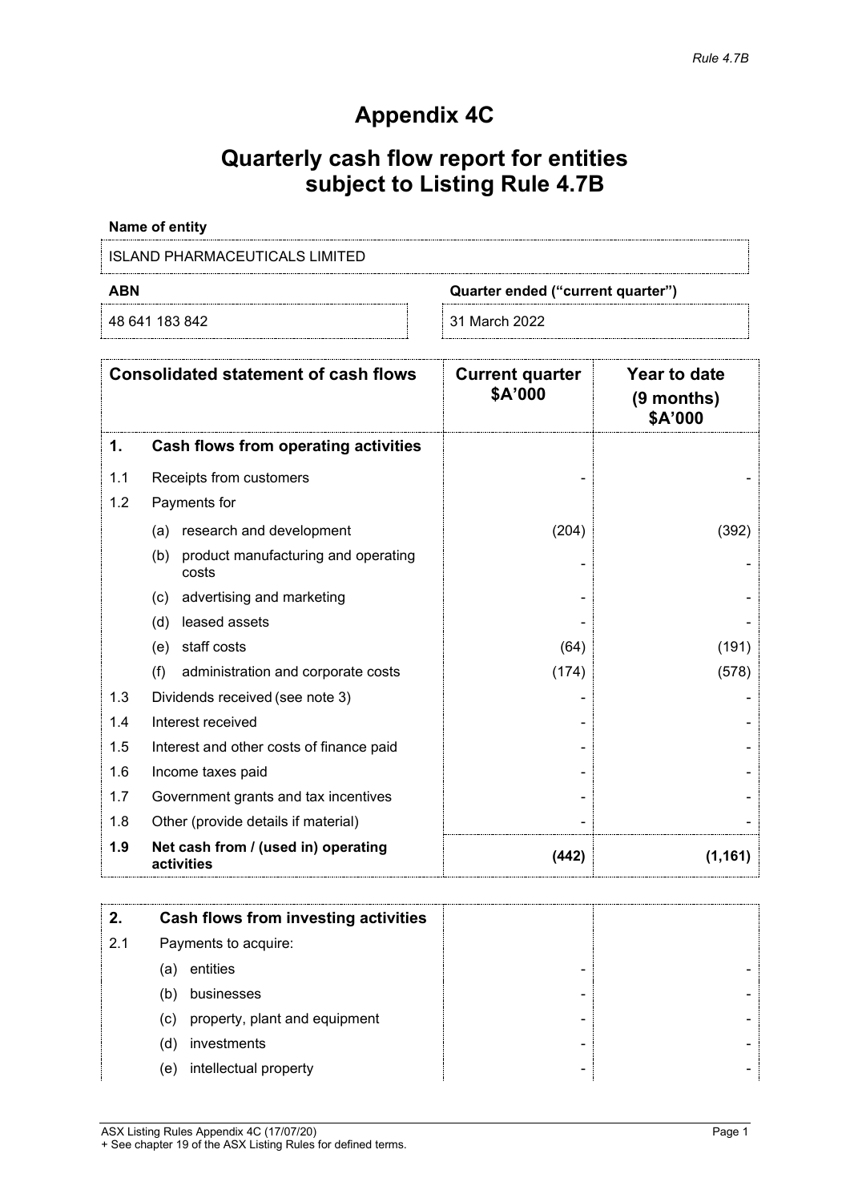*Rule 4.7B*

# Appendix 4C

# Quarterly cash flow report for entities subject to Listing Rule 4.7B

**Name of entity**

ISLAND PHARMACEUTICALS LIMITED

| **ABN** | **Quarter ended ("current quarter")** |
|---|---|
| 48 641 183 842 | 31 March 2022 |

| | **Consolidated statement of cash flows** | **Current quarter $A'000** | **Year to date (9 months) $A'000** |
|---|---|---|---|
| **1.** | **Cash flows from operating activities** | | |
| 1.1 | Receipts from customers | - | - |
| 1.2 | Payments for | | |
| | (a) research and development | (204) | (392) |
| | (b) product manufacturing and operating costs | - | - |
| | (c) advertising and marketing | - | - |
| | (d) leased assets | - | - |
| | (e) staff costs | (64) | (191) |
| | (f) administration and corporate costs | (174) | (578) |
| 1.3 | Dividends received (see note 3) | - | - |
| 1.4 | Interest received | - | - |
| 1.5 | Interest and other costs of finance paid | - | - |
| 1.6 | Income taxes paid | - | - |
| 1.7 | Government grants and tax incentives | - | - |
| 1.8 | Other (provide details if material) | - | - |
| **1.9** | **Net cash from / (used in) operating activities** | **(442)** | **(1,161)** |

| **2.** | **Cash flows from investing activities** | | |
|---|---|---|---|
| 2.1 | Payments to acquire: | | |
| | (a) entities | - | - |
| | (b) businesses | - | - |
| | (c) property, plant and equipment | - | - |
| | (d) investments | - | - |
| | (e) intellectual property | - | - |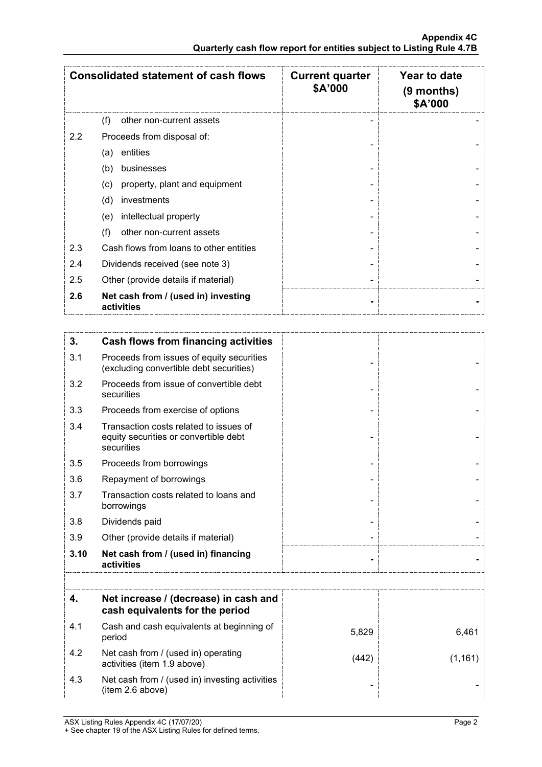| Consolidated statement of cash flows | | Current quarter $A'000 | Year to date (9 months) $A'000 |
|---|---|---|---|
| | (f) other non-current assets | - | - |
| 2.2 | Proceeds from disposal of: | | |
| | (a) entities | - | - |
| | (b) businesses | - | - |
| | (c) property, plant and equipment | - | - |
| | (d) investments | - | - |
| | (e) intellectual property | - | - |
| | (f) other non-current assets | - | - |
| 2.3 | Cash flows from loans to other entities | - | - |
| 2.4 | Dividends received (see note 3) | - | - |
| 2.5 | Other (provide details if material) | - | - |
| **2.6** | **Net cash from / (used in) investing activities** | **-** | **-** |

| | | | |
|---|---|---|---|
| **3.** | **Cash flows from financing activities** | | |
| 3.1 | Proceeds from issues of equity securities (excluding convertible debt securities) | - | - |
| 3.2 | Proceeds from issue of convertible debt securities | - | - |
| 3.3 | Proceeds from exercise of options | - | - |
| 3.4 | Transaction costs related to issues of equity securities or convertible debt securities | - | - |
| 3.5 | Proceeds from borrowings | - | - |
| 3.6 | Repayment of borrowings | - | - |
| 3.7 | Transaction costs related to loans and borrowings | - | - |
| 3.8 | Dividends paid | - | - |
| 3.9 | Other (provide details if material) | - | - |
| **3.10** | **Net cash from / (used in) financing activities** | **-** | **-** |

| | | | |
|---|---|---|---|
| **4.** | **Net increase / (decrease) in cash and cash equivalents for the period** | | |
| 4.1 | Cash and cash equivalents at beginning of period | 5,829 | 6,461 |
| 4.2 | Net cash from / (used in) operating activities (item 1.9 above) | (442) | (1,161) |
| 4.3 | Net cash from / (used in) investing activities (item 2.6 above) | - | - |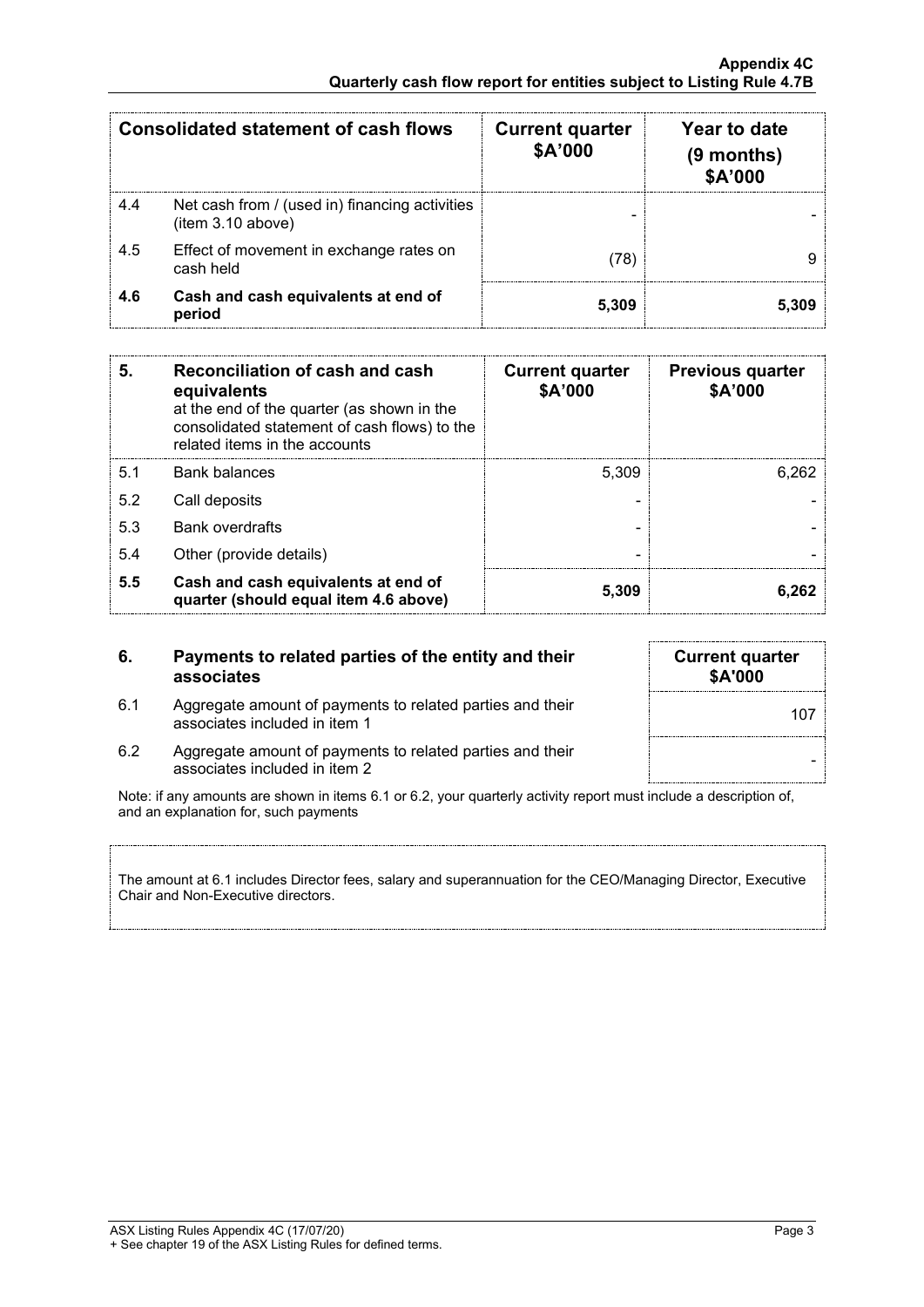| Consolidated statement of cash flows | | Current quarter \$A'000 | Year to date (9 months) \$A'000 |
|---|---|---|---|
| 4.4 | Net cash from / (used in) financing activities (item 3.10 above) | - | - |
| 4.5 | Effect of movement in exchange rates on cash held | (78) | 9 |
| **4.6** | **Cash and cash equivalents at end of period** | **5,309** | **5,309** |

| **5.** | **Reconciliation of cash and cash equivalents** at the end of the quarter (as shown in the consolidated statement of cash flows) to the related items in the accounts | **Current quarter \$A'000** | **Previous quarter \$A'000** |
|---|---|---|---|
| 5.1 | Bank balances | 5,309 | 6,262 |
| 5.2 | Call deposits | - | - |
| 5.3 | Bank overdrafts | - | - |
| 5.4 | Other (provide details) | - | - |
| **5.5** | **Cash and cash equivalents at end of quarter (should equal item 4.6 above)** | **5,309** | **6,262** |

| **6.** | **Payments to related parties of the entity and their associates** | **Current quarter \$A'000** |
|---|---|---|
| 6.1 | Aggregate amount of payments to related parties and their associates included in item 1 | 107 |
| 6.2 | Aggregate amount of payments to related parties and their associates included in item 2 | - |

Note: if any amounts are shown in items 6.1 or 6.2, your quarterly activity report must include a description of, and an explanation for, such payments

The amount at 6.1 includes Director fees, salary and superannuation for the CEO/Managing Director, Executive Chair and Non-Executive directors.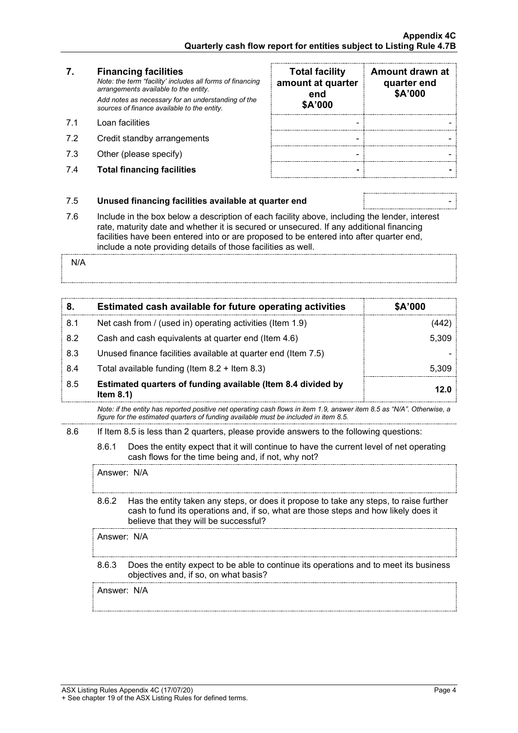| 7. | **Financing facilities** *Note: the term "facility' includes all forms of financing arrangements available to the entity.* *Add notes as necessary for an understanding of the sources of finance available to the entity.* | **Total facility amount at quarter end $A'000** | **Amount drawn at quarter end $A'000** |
|---|---|---|---|
| 7.1 | Loan facilities | - | - |
| 7.2 | Credit standby arrangements | - | - |
| 7.3 | Other (please specify) | - | - |
| 7.4 | **Total financing facilities** | **-** | **-** |

| | | |
|---|---|---|
| 7.5 | **Unused financing facilities available at quarter end** | - |

7.6 Include in the box below a description of each facility above, including the lender, interest rate, maturity date and whether it is secured or unsecured. If any additional financing facilities have been entered into or are proposed to be entered into after quarter end, include a note providing details of those facilities as well.

N/A

| 8. | **Estimated cash available for future operating activities** | **$A'000** |
|---|---|---|
| 8.1 | Net cash from / (used in) operating activities (Item 1.9) | (442) |
| 8.2 | Cash and cash equivalents at quarter end (Item 4.6) | 5,309 |
| 8.3 | Unused finance facilities available at quarter end (Item 7.5) | - |
| 8.4 | Total available funding (Item 8.2 + Item 8.3) | 5,309 |
| 8.5 | **Estimated quarters of funding available (Item 8.4 divided by Item 8.1)** | **12.0** |

*Note: if the entity has reported positive net operating cash flows in item 1.9, answer item 8.5 as "N/A". Otherwise, a figure for the estimated quarters of funding available must be included in item 8.5.*

8.6 If Item 8.5 is less than 2 quarters, please provide answers to the following questions:

8.6.1 Does the entity expect that it will continue to have the current level of net operating cash flows for the time being and, if not, why not?

Answer: N/A

8.6.2 Has the entity taken any steps, or does it propose to take any steps, to raise further cash to fund its operations and, if so, what are those steps and how likely does it believe that they will be successful?

Answer: N/A

8.6.3 Does the entity expect to be able to continue its operations and to meet its business objectives and, if so, on what basis?

Answer: N/A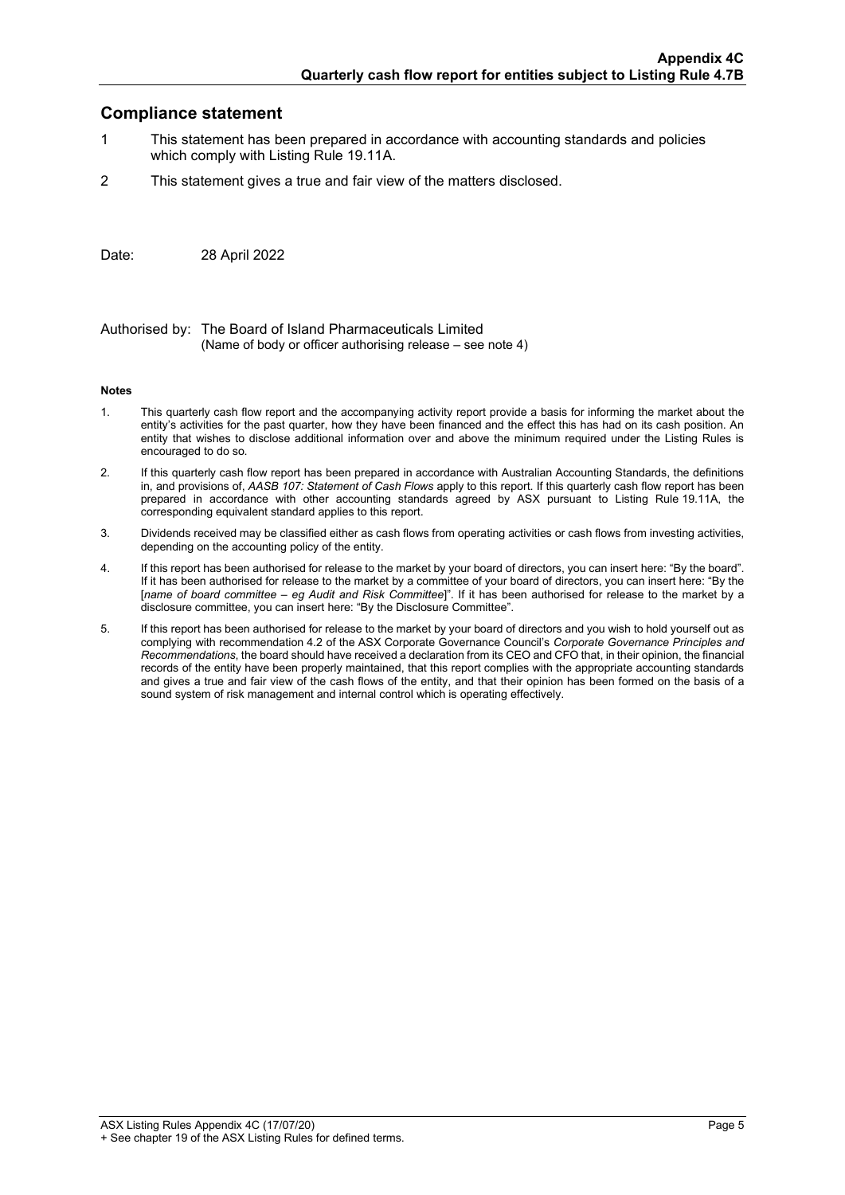## Compliance statement

1 This statement has been prepared in accordance with accounting standards and policies which comply with Listing Rule 19.11A.

2 This statement gives a true and fair view of the matters disclosed.

Date: 28 April 2022

Authorised by: The Board of Island Pharmaceuticals Limited
(Name of body or officer authorising release – see note 4)

#### Notes

1. This quarterly cash flow report and the accompanying activity report provide a basis for informing the market about the entity's activities for the past quarter, how they have been financed and the effect this has had on its cash position. An entity that wishes to disclose additional information over and above the minimum required under the Listing Rules is encouraged to do so.

2. If this quarterly cash flow report has been prepared in accordance with Australian Accounting Standards, the definitions in, and provisions of, *AASB 107: Statement of Cash Flows* apply to this report. If this quarterly cash flow report has been prepared in accordance with other accounting standards agreed by ASX pursuant to Listing Rule 19.11A, the corresponding equivalent standard applies to this report.

3. Dividends received may be classified either as cash flows from operating activities or cash flows from investing activities, depending on the accounting policy of the entity.

4. If this report has been authorised for release to the market by your board of directors, you can insert here: "By the board". If it has been authorised for release to the market by a committee of your board of directors, you can insert here: "By the [*name of board committee – eg Audit and Risk Committee*]". If it has been authorised for release to the market by a disclosure committee, you can insert here: "By the Disclosure Committee".

5. If this report has been authorised for release to the market by your board of directors and you wish to hold yourself out as complying with recommendation 4.2 of the ASX Corporate Governance Council's *Corporate Governance Principles and Recommendations*, the board should have received a declaration from its CEO and CFO that, in their opinion, the financial records of the entity have been properly maintained, that this report complies with the appropriate accounting standards and gives a true and fair view of the cash flows of the entity, and that their opinion has been formed on the basis of a sound system of risk management and internal control which is operating effectively.